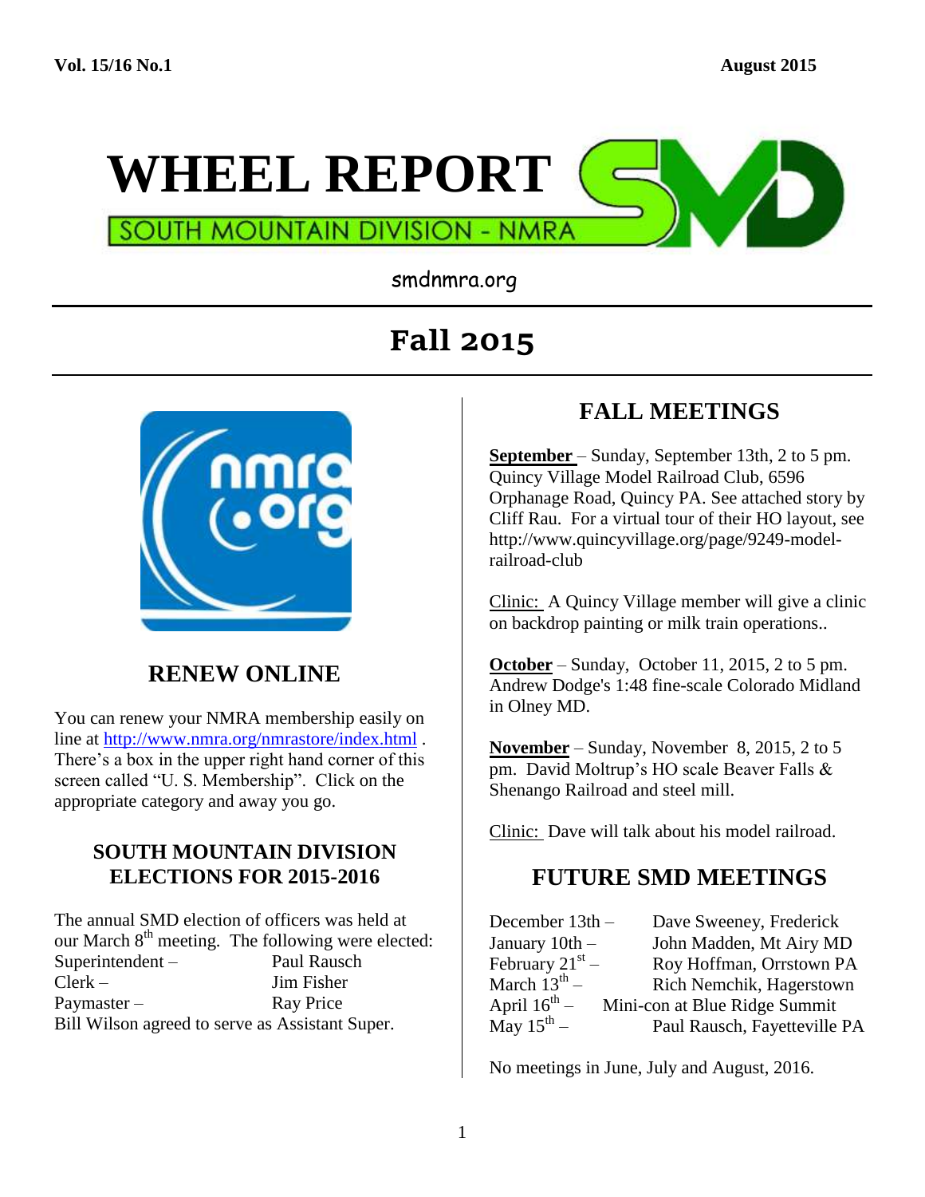Vol. 15/16 No.1 August 2015

# WHEEL REPORT

SOUTH MOUNTAIN DIVISION - NMRA

smdnmra.org

# Fall 2015

## RENEW ONLINE

You can renew your NMRA membership easily on line at http://www.nmra.org/nmrastore/index.html . There's a box in the upper right hand corner of this screen called "U. S. Membership". Click on the appropriate category and away you go.

### SOUTH MOUNTAIN DIVISION ELECTIONS FOR 2015-2016

The annual SMD election of officers was held at our March 8th meeting. The following were elected:

Superintendent – Paul Rausch
Clerk – Jim Fisher
Paymaster – Ray Price
Bill Wilson agreed to serve as Assistant Super.

## FALL MEETINGS

**September** – Sunday, September 13th, 2 to 5 pm. Quincy Village Model Railroad Club, 6596 Orphanage Road, Quincy PA. See attached story by Cliff Rau. For a virtual tour of their HO layout, see http://www.quincyvillage.org/page/9249-model-railroad-club

Clinic: A Quincy Village member will give a clinic on backdrop painting or milk train operations..

**October** – Sunday, October 11, 2015, 2 to 5 pm. Andrew Dodge's 1:48 fine-scale Colorado Midland in Olney MD.

**November** – Sunday, November 8, 2015, 2 to 5 pm. David Moltrup's HO scale Beaver Falls & Shenango Railroad and steel mill.

Clinic: Dave will talk about his model railroad.

## FUTURE SMD MEETINGS

December 13th – Dave Sweeney, Frederick
January 10th – John Madden, Mt Airy MD
February 21st – Roy Hoffman, Orrstown PA
March 13th – Rich Nemchik, Hagerstown
April 16th – Mini-con at Blue Ridge Summit
May 15th – Paul Rausch, Fayetteville PA

No meetings in June, July and August, 2016.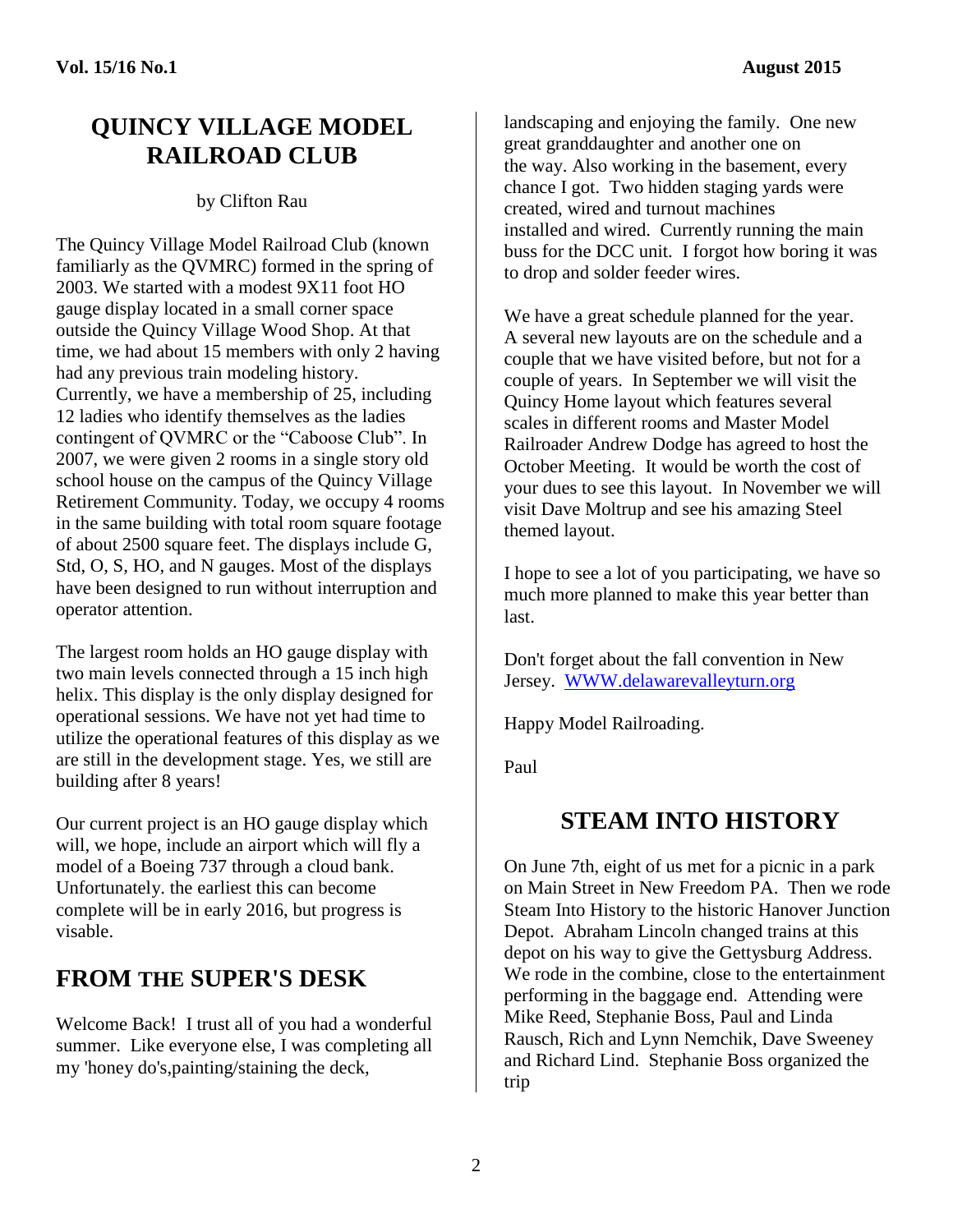## QUINCY VILLAGE MODEL RAILROAD CLUB

by Clifton Rau

The Quincy Village Model Railroad Club (known familiarly as the QVMRC) formed in the spring of 2003. We started with a modest 9X11 foot HO gauge display located in a small corner space outside the Quincy Village Wood Shop. At that time, we had about 15 members with only 2 having had any previous train modeling history. Currently, we have a membership of 25, including 12 ladies who identify themselves as the ladies contingent of QVMRC or the "Caboose Club". In 2007, we were given 2 rooms in a single story old school house on the campus of the Quincy Village Retirement Community. Today, we occupy 4 rooms in the same building with total room square footage of about 2500 square feet. The displays include G, Std, O, S, HO, and N gauges. Most of the displays have been designed to run without interruption and operator attention.

The largest room holds an HO gauge display with two main levels connected through a 15 inch high helix. This display is the only display designed for operational sessions. We have not yet had time to utilize the operational features of this display as we are still in the development stage. Yes, we still are building after 8 years!

Our current project is an HO gauge display which will, we hope, include an airport which will fly a model of a Boeing 737 through a cloud bank. Unfortunately. the earliest this can become complete will be in early 2016, but progress is visable.

## FROM THE SUPER'S DESK

Welcome Back! I trust all of you had a wonderful summer. Like everyone else, I was completing all my 'honey do's,painting/staining the deck, landscaping and enjoying the family. One new great granddaughter and another one on the way. Also working in the basement, every chance I got. Two hidden staging yards were created, wired and turnout machines installed and wired. Currently running the main buss for the DCC unit. I forgot how boring it was to drop and solder feeder wires.

We have a great schedule planned for the year. A several new layouts are on the schedule and a couple that we have visited before, but not for a couple of years. In September we will visit the Quincy Home layout which features several scales in different rooms and Master Model Railroader Andrew Dodge has agreed to host the October Meeting. It would be worth the cost of your dues to see this layout. In November we will visit Dave Moltrup and see his amazing Steel themed layout.

I hope to see a lot of you participating, we have so much more planned to make this year better than last.

Don't forget about the fall convention in New Jersey. [WWW.delawarevalleyturn.org](http://WWW.delawarevalleyturn.org)

Happy Model Railroading.

Paul

## STEAM INTO HISTORY

On June 7th, eight of us met for a picnic in a park on Main Street in New Freedom PA. Then we rode Steam Into History to the historic Hanover Junction Depot. Abraham Lincoln changed trains at this depot on his way to give the Gettysburg Address. We rode in the combine, close to the entertainment performing in the baggage end. Attending were Mike Reed, Stephanie Boss, Paul and Linda Rausch, Rich and Lynn Nemchik, Dave Sweeney and Richard Lind. Stephanie Boss organized the trip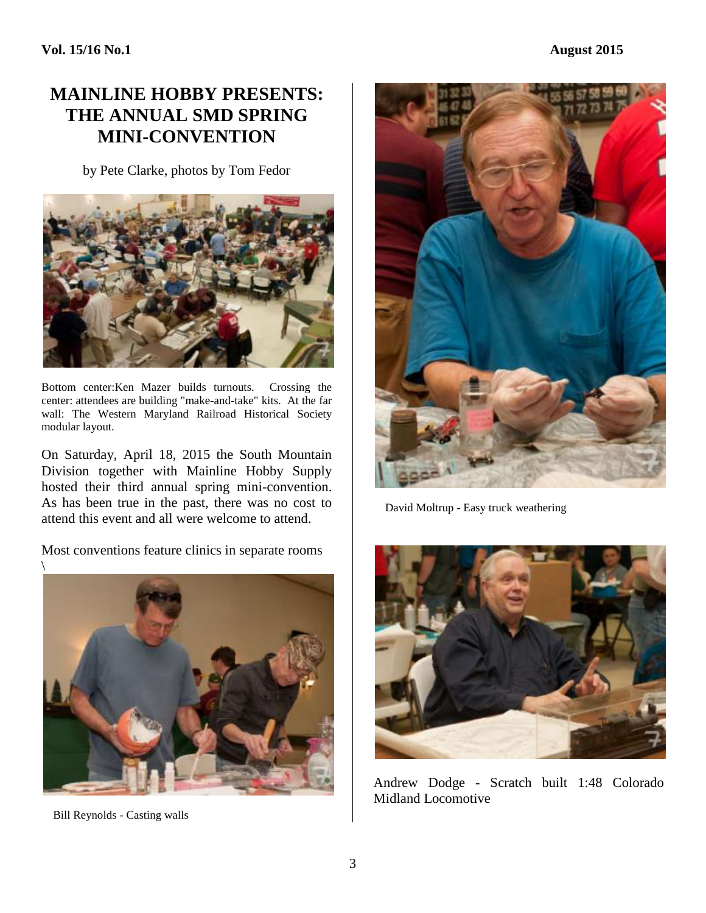# MAINLINE HOBBY PRESENTS: THE ANNUAL SMD SPRING MINI-CONVENTION

by Pete Clarke, photos by Tom Fedor

Bottom center:Ken Mazer builds turnouts. Crossing the center: attendees are building "make-and-take" kits. At the far wall: The Western Maryland Railroad Historical Society modular layout.

On Saturday, April 18, 2015 the South Mountain Division together with Mainline Hobby Supply hosted their third annual spring mini-convention. As has been true in the past, there was no cost to attend this event and all were welcome to attend.

Most conventions feature clinics in separate rooms \

Bill Reynolds - Casting walls

David Moltrup - Easy truck weathering

Andrew Dodge - Scratch built 1:48 Colorado Midland Locomotive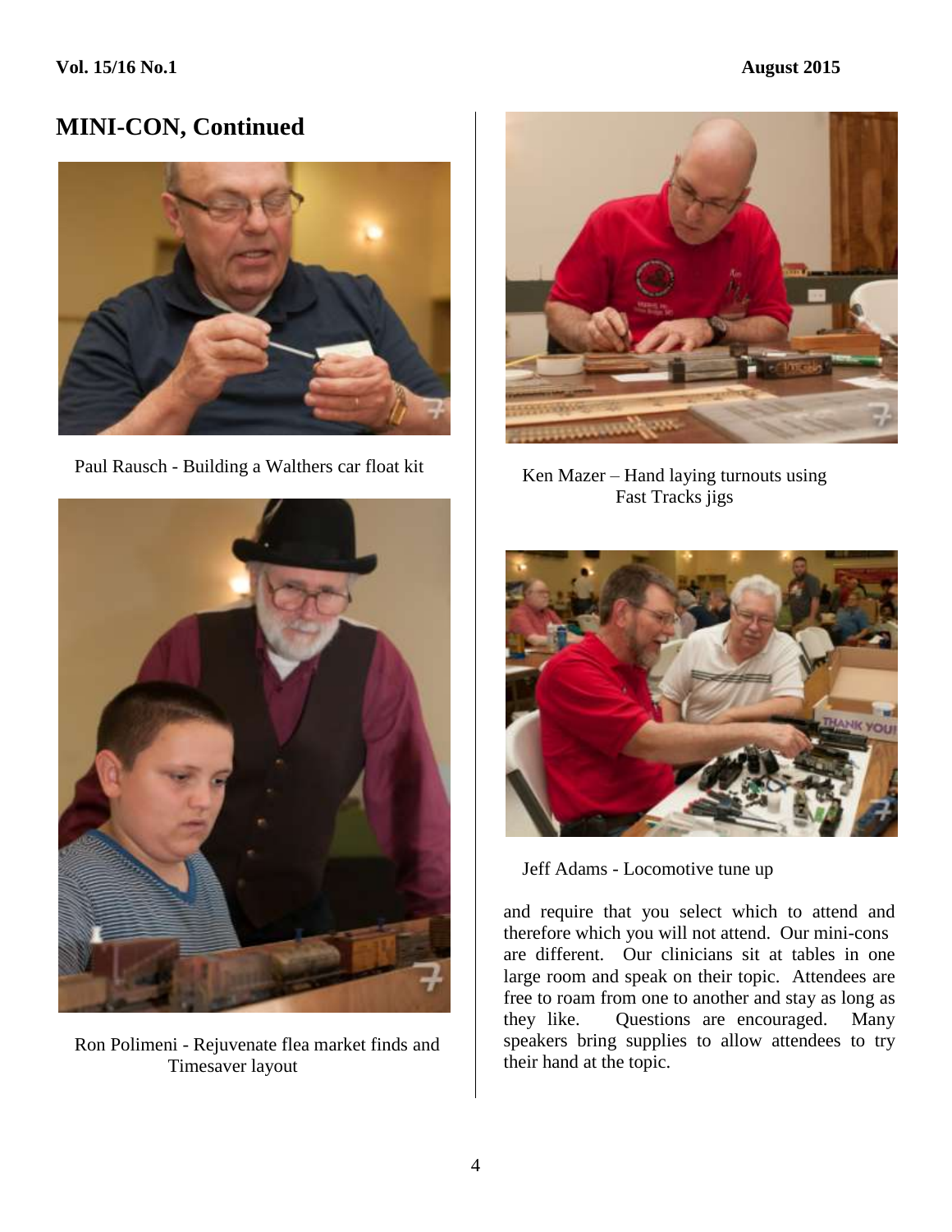## MINI-CON, Continued

Paul Rausch - Building a Walthers car float kit

Ron Polimeni - Rejuvenate flea market finds and Timesaver layout

Ken Mazer – Hand laying turnouts using Fast Tracks jigs

Jeff Adams - Locomotive tune up

and require that you select which to attend and therefore which you will not attend. Our mini-cons are different. Our clinicians sit at tables in one large room and speak on their topic. Attendees are free to roam from one to another and stay as long as they like. Questions are encouraged. Many speakers bring supplies to allow attendees to try their hand at the topic.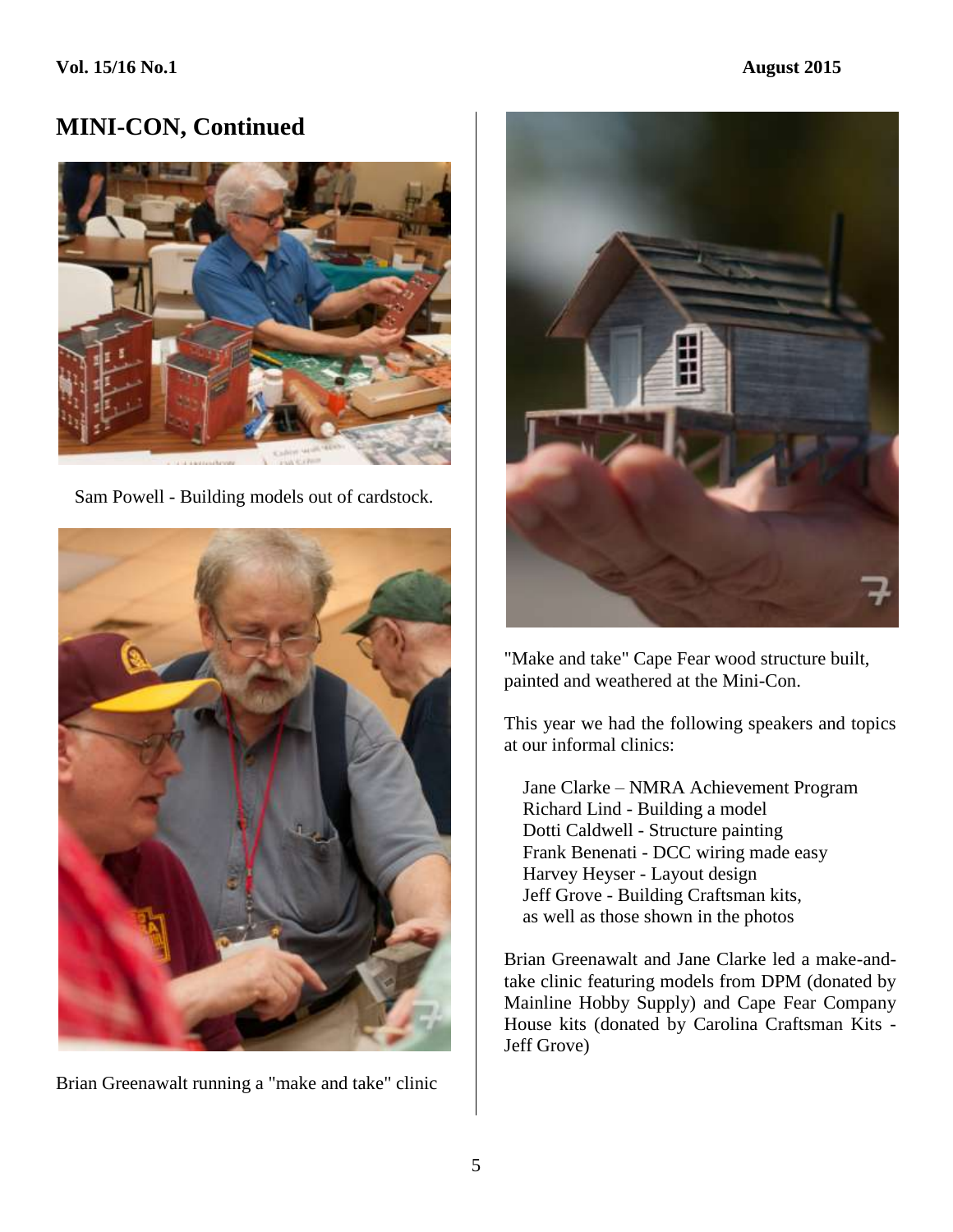## MINI-CON, Continued

Sam Powell - Building models out of cardstock.

Brian Greenawalt running a "make and take" clinic

"Make and take" Cape Fear wood structure built, painted and weathered at the Mini-Con.

This year we had the following speakers and topics at our informal clinics:

Jane Clarke – NMRA Achievement Program
Richard Lind - Building a model
Dotti Caldwell - Structure painting
Frank Benenati - DCC wiring made easy
Harvey Heyser - Layout design
Jeff Grove - Building Craftsman kits,
as well as those shown in the photos

Brian Greenawalt and Jane Clarke led a make-and-take clinic featuring models from DPM (donated by Mainline Hobby Supply) and Cape Fear Company House kits (donated by Carolina Craftsman Kits - Jeff Grove)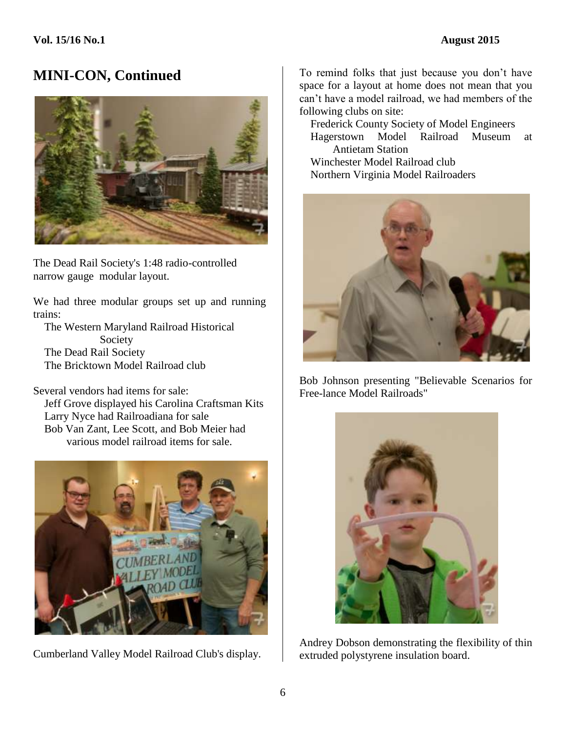## MINI-CON, Continued

The Dead Rail Society's 1:48 radio-controlled narrow gauge modular layout.

We had three modular groups set up and running trains:

- The Western Maryland Railroad Historical Society
- The Dead Rail Society
- The Bricktown Model Railroad club

Several vendors had items for sale:

- Jeff Grove displayed his Carolina Craftsman Kits
- Larry Nyce had Railroadiana for sale
- Bob Van Zant, Lee Scott, and Bob Meier had various model railroad items for sale.

Cumberland Valley Model Railroad Club's display.

To remind folks that just because you don't have space for a layout at home does not mean that you can't have a model railroad, we had members of the following clubs on site:

- Frederick County Society of Model Engineers
- Hagerstown Model Railroad Museum at Antietam Station
- Winchester Model Railroad club
- Northern Virginia Model Railroaders

Bob Johnson presenting "Believable Scenarios for Free-lance Model Railroads"

Andrey Dobson demonstrating the flexibility of thin extruded polystyrene insulation board.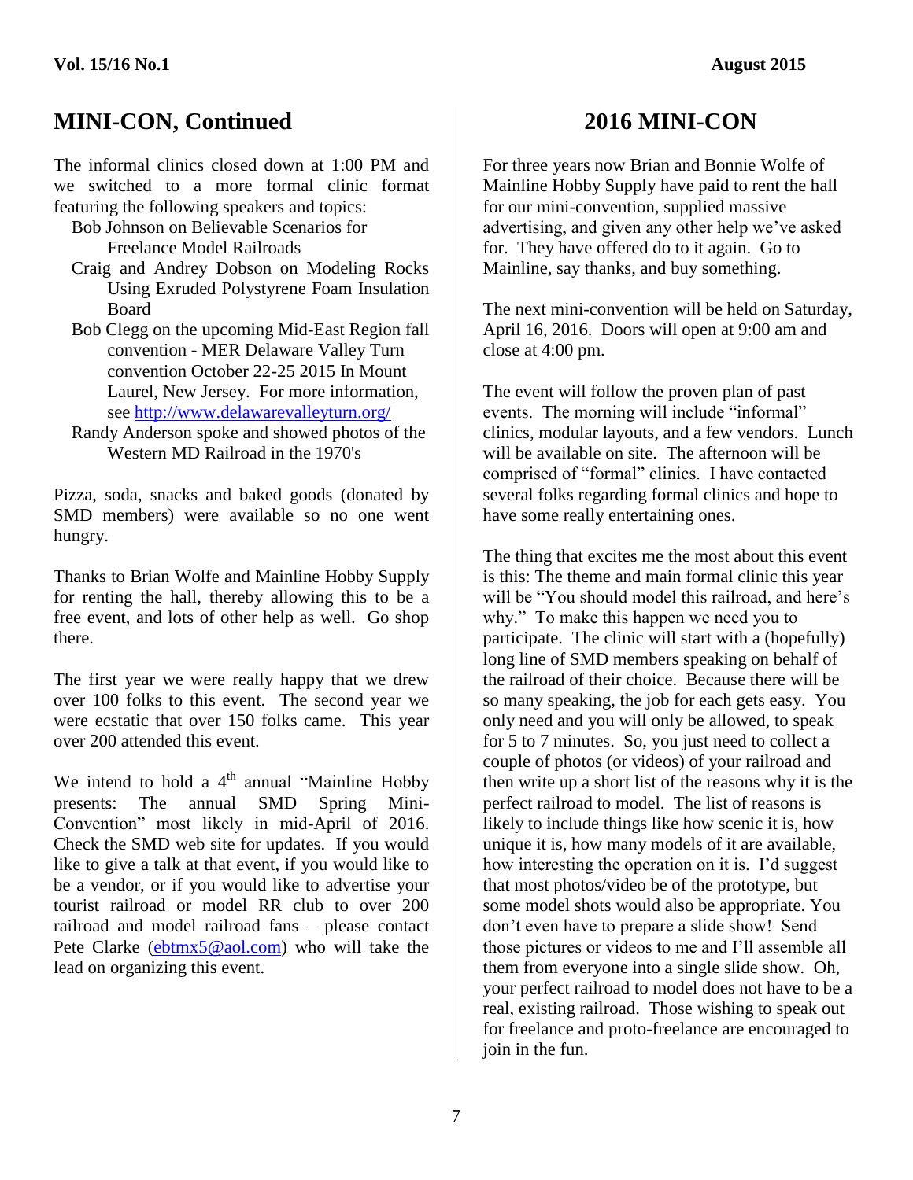## MINI-CON, Continued

The informal clinics closed down at 1:00 PM and we switched to a more formal clinic format featuring the following speakers and topics:

- Bob Johnson on Believable Scenarios for Freelance Model Railroads
- Craig and Andrey Dobson on Modeling Rocks Using Exruded Polystyrene Foam Insulation Board
- Bob Clegg on the upcoming Mid-East Region fall convention - MER Delaware Valley Turn convention October 22-25 2015 In Mount Laurel, New Jersey. For more information, see http://www.delawarevalleyturn.org/
- Randy Anderson spoke and showed photos of the Western MD Railroad in the 1970's

Pizza, soda, snacks and baked goods (donated by SMD members) were available so no one went hungry.

Thanks to Brian Wolfe and Mainline Hobby Supply for renting the hall, thereby allowing this to be a free event, and lots of other help as well. Go shop there.

The first year we were really happy that we drew over 100 folks to this event. The second year we were ecstatic that over 150 folks came. This year over 200 attended this event.

We intend to hold a 4th annual "Mainline Hobby presents: The annual SMD Spring Mini-Convention" most likely in mid-April of 2016. Check the SMD web site for updates. If you would like to give a talk at that event, if you would like to be a vendor, or if you would like to advertise your tourist railroad or model RR club to over 200 railroad and model railroad fans – please contact Pete Clarke (ebtmx5@aol.com) who will take the lead on organizing this event.

## 2016 MINI-CON

For three years now Brian and Bonnie Wolfe of Mainline Hobby Supply have paid to rent the hall for our mini-convention, supplied massive advertising, and given any other help we've asked for. They have offered do to it again. Go to Mainline, say thanks, and buy something.

The next mini-convention will be held on Saturday, April 16, 2016. Doors will open at 9:00 am and close at 4:00 pm.

The event will follow the proven plan of past events. The morning will include "informal" clinics, modular layouts, and a few vendors. Lunch will be available on site. The afternoon will be comprised of "formal" clinics. I have contacted several folks regarding formal clinics and hope to have some really entertaining ones.

The thing that excites me the most about this event is this: The theme and main formal clinic this year will be "You should model this railroad, and here's why." To make this happen we need you to participate. The clinic will start with a (hopefully) long line of SMD members speaking on behalf of the railroad of their choice. Because there will be so many speaking, the job for each gets easy. You only need and you will only be allowed, to speak for 5 to 7 minutes. So, you just need to collect a couple of photos (or videos) of your railroad and then write up a short list of the reasons why it is the perfect railroad to model. The list of reasons is likely to include things like how scenic it is, how unique it is, how many models of it are available, how interesting the operation on it is. I'd suggest that most photos/video be of the prototype, but some model shots would also be appropriate. You don't even have to prepare a slide show! Send those pictures or videos to me and I'll assemble all them from everyone into a single slide show. Oh, your perfect railroad to model does not have to be a real, existing railroad. Those wishing to speak out for freelance and proto-freelance are encouraged to join in the fun.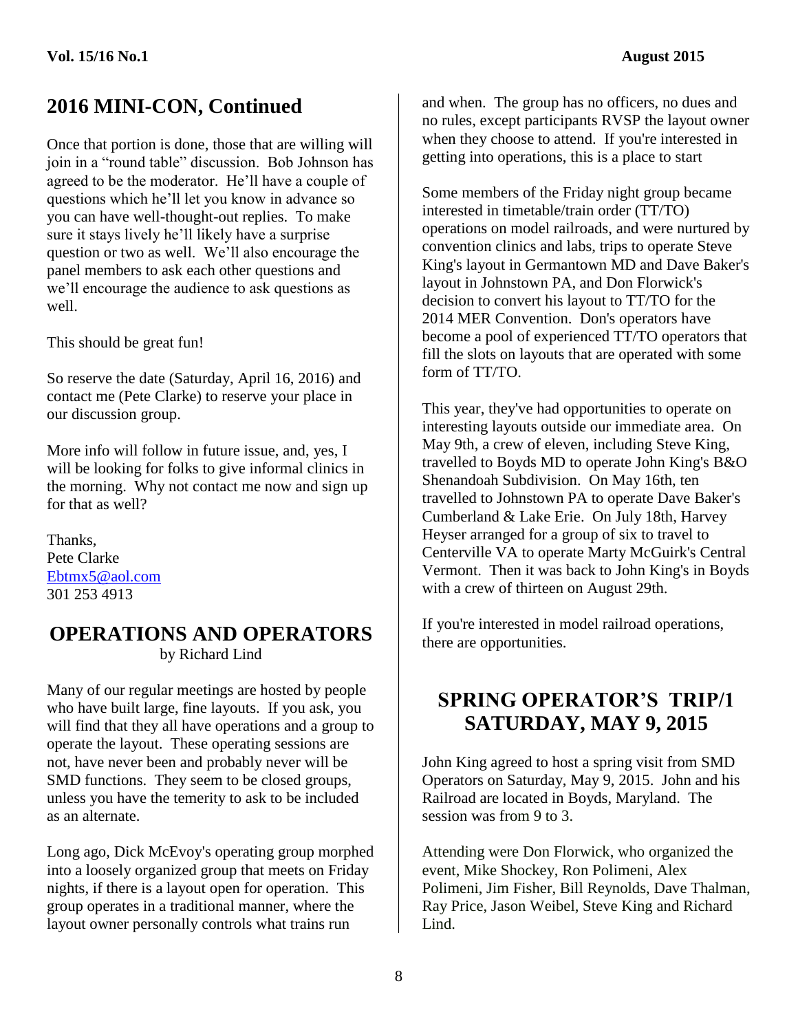## 2016 MINI-CON, Continued

Once that portion is done, those that are willing will join in a "round table" discussion. Bob Johnson has agreed to be the moderator. He'll have a couple of questions which he'll let you know in advance so you can have well-thought-out replies. To make sure it stays lively he'll likely have a surprise question or two as well. We'll also encourage the panel members to ask each other questions and we'll encourage the audience to ask questions as well.

This should be great fun!

So reserve the date (Saturday, April 16, 2016) and contact me (Pete Clarke) to reserve your place in our discussion group.

More info will follow in future issue, and, yes, I will be looking for folks to give informal clinics in the morning. Why not contact me now and sign up for that as well?

Thanks,
Pete Clarke
Ebtmx5@aol.com
301 253 4913

## OPERATIONS AND OPERATORS

by Richard Lind

Many of our regular meetings are hosted by people who have built large, fine layouts. If you ask, you will find that they all have operations and a group to operate the layout. These operating sessions are not, have never been and probably never will be SMD functions. They seem to be closed groups, unless you have the temerity to ask to be included as an alternate.

Long ago, Dick McEvoy's operating group morphed into a loosely organized group that meets on Friday nights, if there is a layout open for operation. This group operates in a traditional manner, where the layout owner personally controls what trains run and when. The group has no officers, no dues and no rules, except participants RVSP the layout owner when they choose to attend. If you're interested in getting into operations, this is a place to start

Some members of the Friday night group became interested in timetable/train order (TT/TO) operations on model railroads, and were nurtured by convention clinics and labs, trips to operate Steve King's layout in Germantown MD and Dave Baker's layout in Johnstown PA, and Don Florwick's decision to convert his layout to TT/TO for the 2014 MER Convention. Don's operators have become a pool of experienced TT/TO operators that fill the slots on layouts that are operated with some form of TT/TO.

This year, they've had opportunities to operate on interesting layouts outside our immediate area. On May 9th, a crew of eleven, including Steve King, travelled to Boyds MD to operate John King's B&O Shenandoah Subdivision. On May 16th, ten travelled to Johnstown PA to operate Dave Baker's Cumberland & Lake Erie. On July 18th, Harvey Heyser arranged for a group of six to travel to Centerville VA to operate Marty McGuirk's Central Vermont. Then it was back to John King's in Boyds with a crew of thirteen on August 29th.

If you're interested in model railroad operations, there are opportunities.

## SPRING OPERATOR'S TRIP/1 SATURDAY, MAY 9, 2015

John King agreed to host a spring visit from SMD Operators on Saturday, May 9, 2015. John and his Railroad are located in Boyds, Maryland. The session was from 9 to 3.

Attending were Don Florwick, who organized the event, Mike Shockey, Ron Polimeni, Alex Polimeni, Jim Fisher, Bill Reynolds, Dave Thalman, Ray Price, Jason Weibel, Steve King and Richard Lind.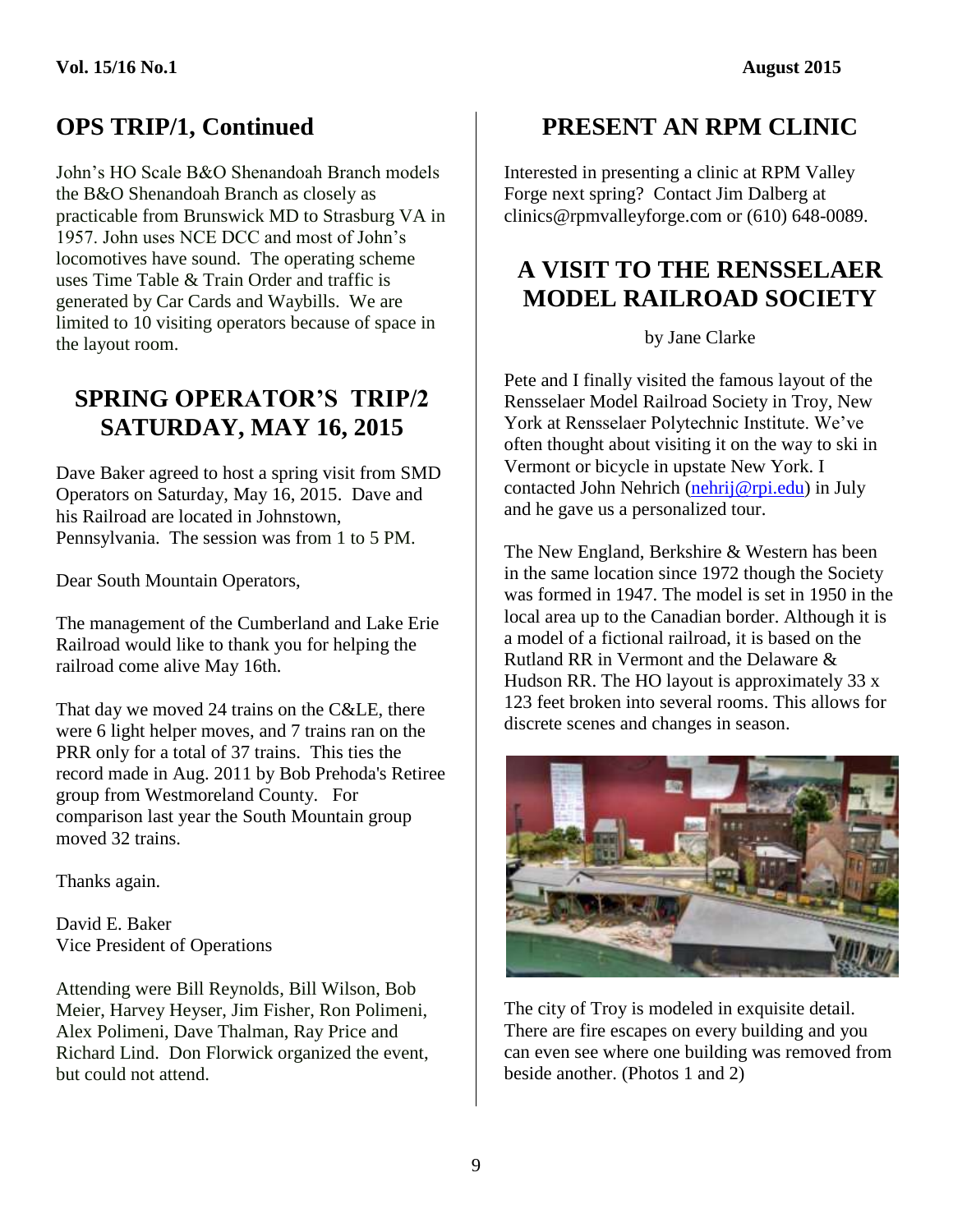## OPS TRIP/1, Continued

John's HO Scale B&O Shenandoah Branch models the B&O Shenandoah Branch as closely as practicable from Brunswick MD to Strasburg VA in 1957. John uses NCE DCC and most of John's locomotives have sound. The operating scheme uses Time Table & Train Order and traffic is generated by Car Cards and Waybills. We are limited to 10 visiting operators because of space in the layout room.

## SPRING OPERATOR'S TRIP/2 SATURDAY, MAY 16, 2015

Dave Baker agreed to host a spring visit from SMD Operators on Saturday, May 16, 2015. Dave and his Railroad are located in Johnstown, Pennsylvania. The session was from 1 to 5 PM.

Dear South Mountain Operators,

The management of the Cumberland and Lake Erie Railroad would like to thank you for helping the railroad come alive May 16th.

That day we moved 24 trains on the C&LE, there were 6 light helper moves, and 7 trains ran on the PRR only for a total of 37 trains. This ties the record made in Aug. 2011 by Bob Prehoda's Retiree group from Westmoreland County. For comparison last year the South Mountain group moved 32 trains.

Thanks again.

David E. Baker
Vice President of Operations

Attending were Bill Reynolds, Bill Wilson, Bob Meier, Harvey Heyser, Jim Fisher, Ron Polimeni, Alex Polimeni, Dave Thalman, Ray Price and Richard Lind. Don Florwick organized the event, but could not attend.

## PRESENT AN RPM CLINIC

Interested in presenting a clinic at RPM Valley Forge next spring? Contact Jim Dalberg at clinics@rpmvalleyforge.com or (610) 648-0089.

## A VISIT TO THE RENSSELAER MODEL RAILROAD SOCIETY

by Jane Clarke

Pete and I finally visited the famous layout of the Rensselaer Model Railroad Society in Troy, New York at Rensselaer Polytechnic Institute. We've often thought about visiting it on the way to ski in Vermont or bicycle in upstate New York. I contacted John Nehrich (nehrij@rpi.edu) in July and he gave us a personalized tour.

The New England, Berkshire & Western has been in the same location since 1972 though the Society was formed in 1947. The model is set in 1950 in the local area up to the Canadian border. Although it is a model of a fictional railroad, it is based on the Rutland RR in Vermont and the Delaware & Hudson RR. The HO layout is approximately 33 x 123 feet broken into several rooms. This allows for discrete scenes and changes in season.

The city of Troy is modeled in exquisite detail. There are fire escapes on every building and you can even see where one building was removed from beside another. (Photos 1 and 2)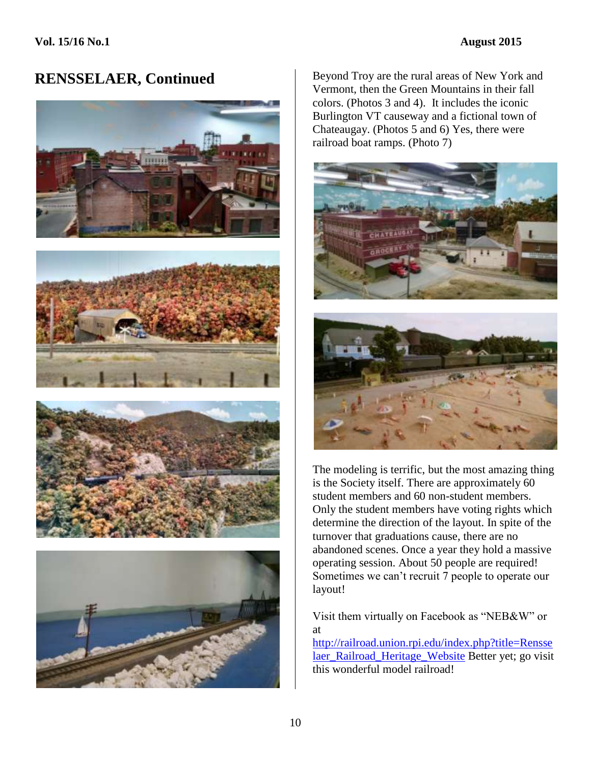# RENSSELAER, Continued

Beyond Troy are the rural areas of New York and Vermont, then the Green Mountains in their fall colors. (Photos 3 and 4). It includes the iconic Burlington VT causeway and a fictional town of Chateaugay. (Photos 5 and 6) Yes, there were railroad boat ramps. (Photo 7)

The modeling is terrific, but the most amazing thing is the Society itself. There are approximately 60 student members and 60 non-student members. Only the student members have voting rights which determine the direction of the layout. In spite of the turnover that graduations cause, there are no abandoned scenes. Once a year they hold a massive operating session. About 50 people are required! Sometimes we can't recruit 7 people to operate our layout!

Visit them virtually on Facebook as "NEB&W" or at [http://railroad.union.rpi.edu/index.php?title=Rensselaer_Railroad_Heritage_Website](http://railroad.union.rpi.edu/index.php?title=Rensselaer_Railroad_Heritage_Website) Better yet; go visit this wonderful model railroad!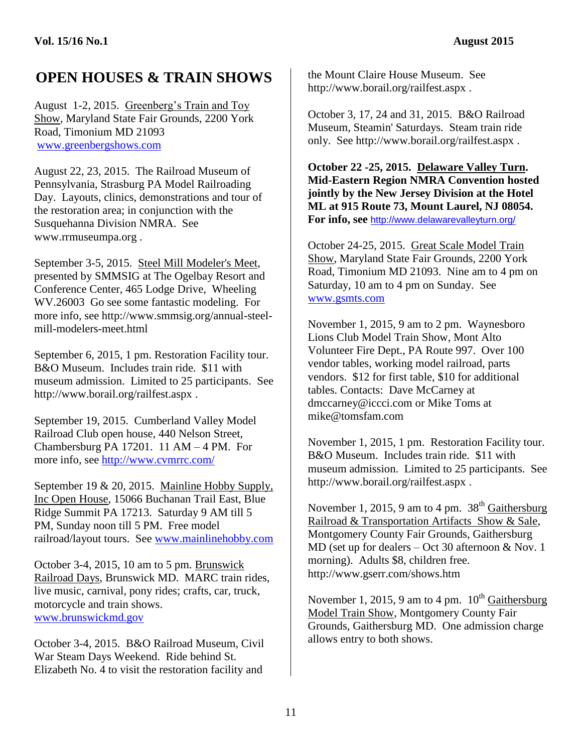# OPEN HOUSES & TRAIN SHOWS

August 1-2, 2015. Greenberg's Train and Toy Show, Maryland State Fair Grounds, 2200 York Road, Timonium MD 21093 www.greenbergshows.com

August 22, 23, 2015. The Railroad Museum of Pennsylvania, Strasburg PA Model Railroading Day. Layouts, clinics, demonstrations and tour of the restoration area; in conjunction with the Susquehanna Division NMRA. See www.rrmuseumpa.org .

September 3-5, 2015. Steel Mill Modeler's Meet, presented by SMMSIG at The Ogelbay Resort and Conference Center, 465 Lodge Drive, Wheeling WV.26003 Go see some fantastic modeling. For more info, see http://www.smmsig.org/annual-steel-mill-modelers-meet.html

September 6, 2015, 1 pm. Restoration Facility tour. B&O Museum. Includes train ride. $11 with museum admission. Limited to 25 participants. See http://www.borail.org/railfest.aspx .

September 19, 2015. Cumberland Valley Model Railroad Club open house, 440 Nelson Street, Chambersburg PA 17201. 11 AM – 4 PM. For more info, see http://www.cvmrrc.com/

September 19 & 20, 2015. Mainline Hobby Supply, Inc Open House, 15066 Buchanan Trail East, Blue Ridge Summit PA 17213. Saturday 9 AM till 5 PM, Sunday noon till 5 PM. Free model railroad/layout tours. See www.mainlinehobby.com

October 3-4, 2015, 10 am to 5 pm. Brunswick Railroad Days, Brunswick MD. MARC train rides, live music, carnival, pony rides; crafts, car, truck, motorcycle and train shows. www.brunswickmd.gov

October 3-4, 2015. B&O Railroad Museum, Civil War Steam Days Weekend. Ride behind St. Elizabeth No. 4 to visit the restoration facility and the Mount Claire House Museum. See http://www.borail.org/railfest.aspx .

October 3, 17, 24 and 31, 2015. B&O Railroad Museum, Steamin' Saturdays. Steam train ride only. See http://www.borail.org/railfest.aspx .

**October 22 -25, 2015. Delaware Valley Turn. Mid-Eastern Region NMRA Convention hosted jointly by the New Jersey Division at the Hotel ML at 915 Route 73, Mount Laurel, NJ 08054. For info, see** http://www.delawarevalleyturn.org/

October 24-25, 2015. Great Scale Model Train Show, Maryland State Fair Grounds, 2200 York Road, Timonium MD 21093. Nine am to 4 pm on Saturday, 10 am to 4 pm on Sunday. See www.gsmts.com

November 1, 2015, 9 am to 2 pm. Waynesboro Lions Club Model Train Show, Mont Alto Volunteer Fire Dept., PA Route 997. Over 100 vendor tables, working model railroad, parts vendors. $12 for first table, $10 for additional tables. Contacts: Dave McCarney at dmccarney@iccci.com or Mike Toms at mike@tomsfam.com

November 1, 2015, 1 pm. Restoration Facility tour. B&O Museum. Includes train ride. $11 with museum admission. Limited to 25 participants. See http://www.borail.org/railfest.aspx .

November 1, 2015, 9 am to 4 pm. 38th Gaithersburg Railroad & Transportation Artifacts Show & Sale, Montgomery County Fair Grounds, Gaithersburg MD (set up for dealers – Oct 30 afternoon & Nov. 1 morning). Adults $8, children free. http://www.gserr.com/shows.htm

November 1, 2015, 9 am to 4 pm. 10th Gaithersburg Model Train Show, Montgomery County Fair Grounds, Gaithersburg MD. One admission charge allows entry to both shows.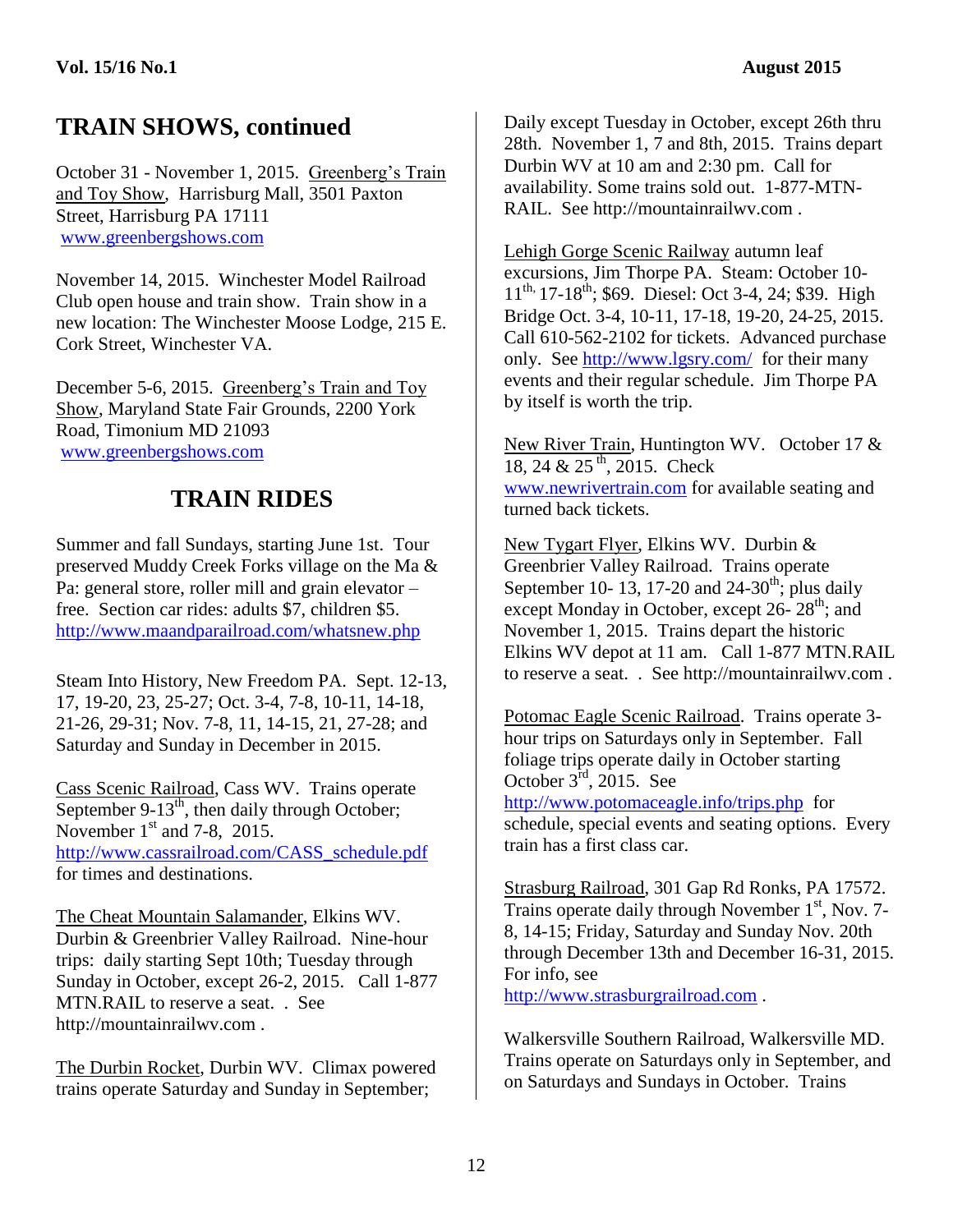## TRAIN SHOWS, continued

October 31 - November 1, 2015. Greenberg's Train and Toy Show, Harrisburg Mall, 3501 Paxton Street, Harrisburg PA 17111 www.greenbergshows.com

November 14, 2015. Winchester Model Railroad Club open house and train show. Train show in a new location: The Winchester Moose Lodge, 215 E. Cork Street, Winchester VA.

December 5-6, 2015. Greenberg's Train and Toy Show, Maryland State Fair Grounds, 2200 York Road, Timonium MD 21093 www.greenbergshows.com

## TRAIN RIDES

Summer and fall Sundays, starting June 1st. Tour preserved Muddy Creek Forks village on the Ma & Pa: general store, roller mill and grain elevator – free. Section car rides: adults $7, children $5. http://www.maandparailroad.com/whatsnew.php

Steam Into History, New Freedom PA. Sept. 12-13, 17, 19-20, 23, 25-27; Oct. 3-4, 7-8, 10-11, 14-18, 21-26, 29-31; Nov. 7-8, 11, 14-15, 21, 27-28; and Saturday and Sunday in December in 2015.

Cass Scenic Railroad, Cass WV. Trains operate September 9-13th, then daily through October; November 1st and 7-8, 2015. http://www.cassrailroad.com/CASS_schedule.pdf for times and destinations.

The Cheat Mountain Salamander, Elkins WV. Durbin & Greenbrier Valley Railroad. Nine-hour trips: daily starting Sept 10th; Tuesday through Sunday in October, except 26-2, 2015. Call 1-877 MTN.RAIL to reserve a seat. . See http://mountainrailwv.com .

The Durbin Rocket, Durbin WV. Climax powered trains operate Saturday and Sunday in September; Daily except Tuesday in October, except 26th thru 28th. November 1, 7 and 8th, 2015. Trains depart Durbin WV at 10 am and 2:30 pm. Call for availability. Some trains sold out. 1-877-MTN-RAIL. See http://mountainrailwv.com .

Lehigh Gorge Scenic Railway autumn leaf excursions, Jim Thorpe PA. Steam: October 10-11th, 17-18th; $69. Diesel: Oct 3-4, 24; $39. High Bridge Oct. 3-4, 10-11, 17-18, 19-20, 24-25, 2015. Call 610-562-2102 for tickets. Advanced purchase only. See http://www.lgsry.com/ for their many events and their regular schedule. Jim Thorpe PA by itself is worth the trip.

New River Train, Huntington WV. October 17 & 18, 24 & 25th, 2015. Check www.newrivertrain.com for available seating and turned back tickets.

New Tygart Flyer, Elkins WV. Durbin & Greenbrier Valley Railroad. Trains operate September 10- 13, 17-20 and 24-30th; plus daily except Monday in October, except 26- 28th; and November 1, 2015. Trains depart the historic Elkins WV depot at 11 am. Call 1-877 MTN.RAIL to reserve a seat. . See http://mountainrailwv.com .

Potomac Eagle Scenic Railroad. Trains operate 3-hour trips on Saturdays only in September. Fall foliage trips operate daily in October starting October 3rd, 2015. See http://www.potomaceagle.info/trips.php for schedule, special events and seating options. Every train has a first class car.

Strasburg Railroad, 301 Gap Rd Ronks, PA 17572. Trains operate daily through November 1st, Nov. 7-8, 14-15; Friday, Saturday and Sunday Nov. 20th through December 13th and December 16-31, 2015. For info, see http://www.strasburgrailroad.com .

Walkersville Southern Railroad, Walkersville MD. Trains operate on Saturdays only in September, and on Saturdays and Sundays in October. Trains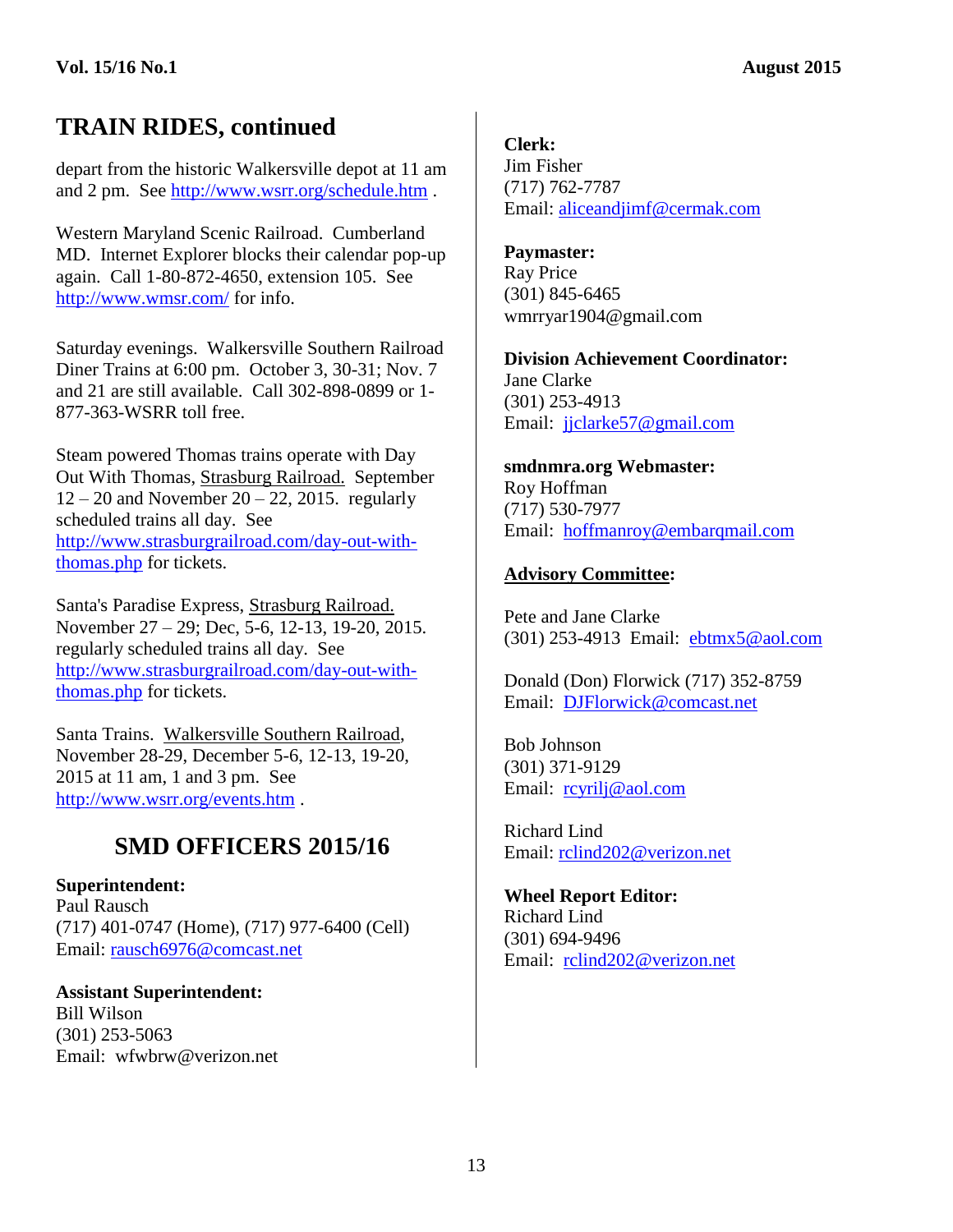## TRAIN RIDES, continued

depart from the historic Walkersville depot at 11 am and 2 pm. See http://www.wsrr.org/schedule.htm .

Western Maryland Scenic Railroad. Cumberland MD. Internet Explorer blocks their calendar pop-up again. Call 1-80-872-4650, extension 105. See http://www.wmsr.com/ for info.

Saturday evenings. Walkersville Southern Railroad Diner Trains at 6:00 pm. October 3, 30-31; Nov. 7 and 21 are still available. Call 302-898-0899 or 1-877-363-WSRR toll free.

Steam powered Thomas trains operate with Day Out With Thomas, Strasburg Railroad. September 12 – 20 and November 20 – 22, 2015. regularly scheduled trains all day. See http://www.strasburgrailroad.com/day-out-with-thomas.php for tickets.

Santa's Paradise Express, Strasburg Railroad. November 27 – 29; Dec, 5-6, 12-13, 19-20, 2015. regularly scheduled trains all day. See http://www.strasburgrailroad.com/day-out-with-thomas.php for tickets.

Santa Trains. Walkersville Southern Railroad, November 28-29, December 5-6, 12-13, 19-20, 2015 at 11 am, 1 and 3 pm. See http://www.wsrr.org/events.htm .

## SMD OFFICERS 2015/16

**Superintendent:**
Paul Rausch
(717) 401-0747 (Home), (717) 977-6400 (Cell)
Email: rausch6976@comcast.net

**Assistant Superintendent:**
Bill Wilson
(301) 253-5063
Email: wfwbrw@verizon.net

**Clerk:**
Jim Fisher
(717) 762-7787
Email: aliceandjimf@cermak.com

**Paymaster:**
Ray Price
(301) 845-6465
wmrryar1904@gmail.com

**Division Achievement Coordinator:**
Jane Clarke
(301) 253-4913
Email: jjclarke57@gmail.com

**smdnmra.org Webmaster:**
Roy Hoffman
(717) 530-7977
Email: hoffmanroy@embarqmail.com

**Advisory Committee:**

Pete and Jane Clarke
(301) 253-4913 Email: ebtmx5@aol.com

Donald (Don) Florwick (717) 352-8759
Email: DJFlorwick@comcast.net

Bob Johnson
(301) 371-9129
Email: rcyrilj@aol.com

Richard Lind
Email: rclind202@verizon.net

**Wheel Report Editor:**
Richard Lind
(301) 694-9496
Email: rclind202@verizon.net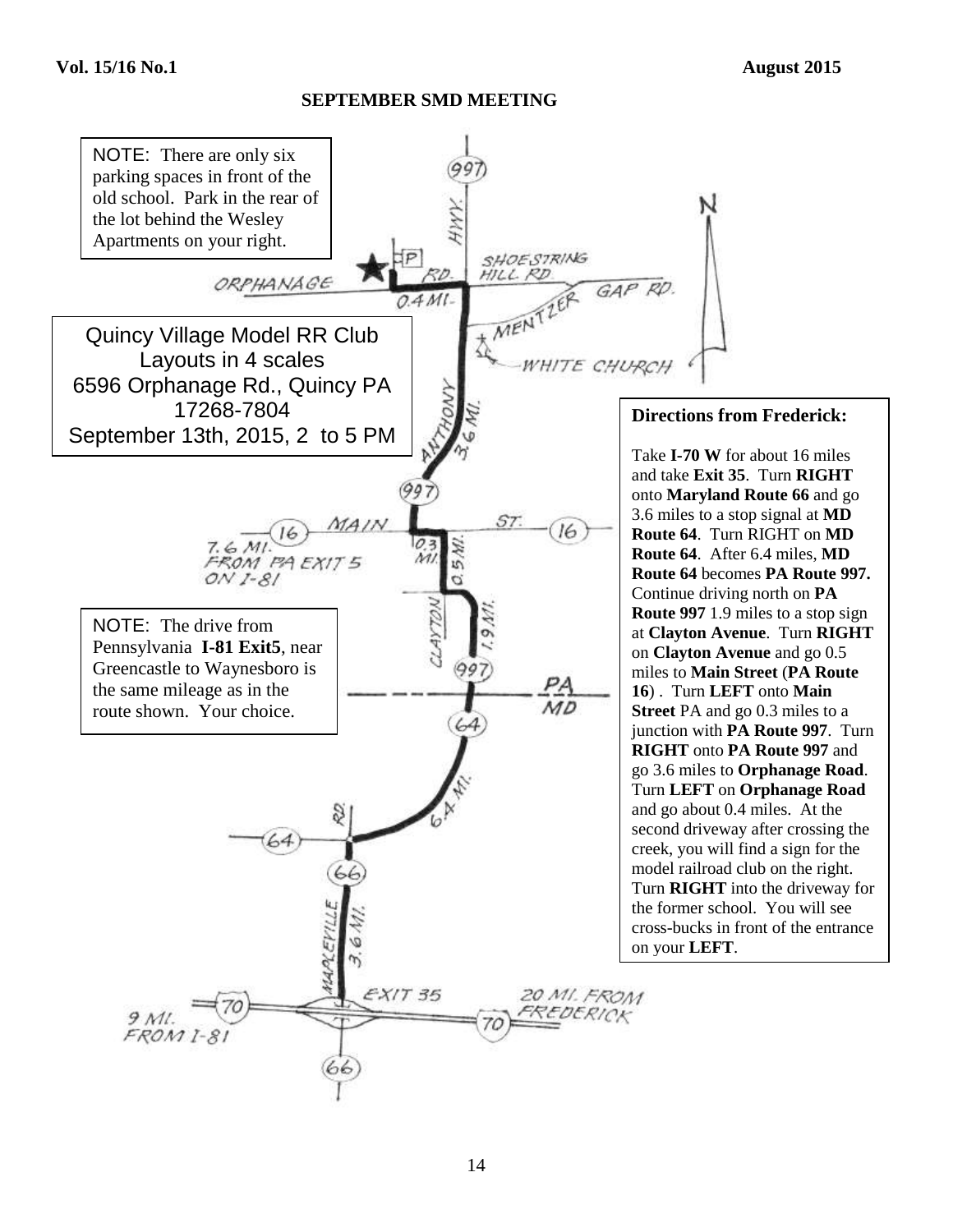**SEPTEMBER SMD MEETING**

NOTE: There are only six parking spaces in front of the old school. Park in the rear of the lot behind the Wesley Apartments on your right.

Quincy Village Model RR Club
Layouts in 4 scales
6596 Orphanage Rd., Quincy PA 17268-7804
September 13th, 2015, 2 to 5 PM

NOTE: The drive from Pennsylvania **I-81 Exit5**, near Greencastle to Waynesboro is the same mileage as in the route shown. Your choice.

**Directions from Frederick:**

Take **I-70 W** for about 16 miles and take **Exit 35**. Turn **RIGHT** onto **Maryland Route 66** and go 3.6 miles to a stop signal at **MD Route 64**. Turn RIGHT on **MD Route 64**. After 6.4 miles, **MD Route 64** becomes **PA Route 997.** Continue driving north on **PA Route 997** 1.9 miles to a stop sign at **Clayton Avenue**. Turn **RIGHT** on **Clayton Avenue** and go 0.5 miles to **Main Street** (**PA Route 16**) . Turn **LEFT** onto **Main Street** PA and go 0.3 miles to a junction with **PA Route 997**. Turn **RIGHT** onto **PA Route 997** and go 3.6 miles to **Orphanage Road**. Turn **LEFT** on **Orphanage Road** and go about 0.4 miles. At the second driveway after crossing the creek, you will find a sign for the model railroad club on the right. Turn **RIGHT** into the driveway for the former school. You will see cross-bucks in front of the entrance on your **LEFT**.

997 HWY. · ORPHANAGE RD. · SHOESTRING HILL RD. · GAP RD. · 0.4 MI. · MENTZER · WHITE CHURCH · N · ANTHONY 3.6 MI. · 997 · 16 MAIN ST. 16 · 7.6 MI. FROM PA EXIT 5 ON I-81 · 0.3 MI. · 0.5 MI. · CLAYTON · 1.9 MI. · 997 · PA / MD · 64 · 6.4 MI. · RD. · 64 · 66 · MAPLEVILLE 3.6 MI. · EXIT 35 · 70 · 9 MI. FROM I-81 · 20 MI. FROM FREDERICK · 70 · 66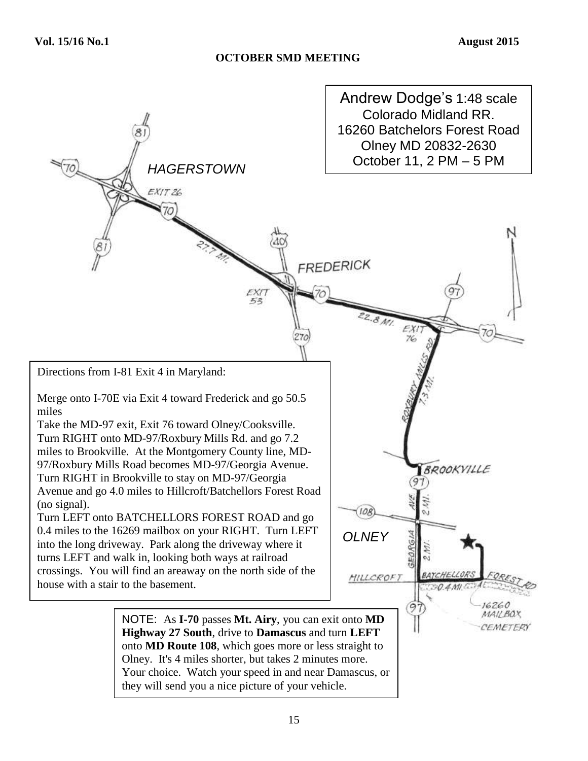## OCTOBER SMD MEETING

Andrew Dodge's 1:48 scale
Colorado Midland RR.
16260 Batchelors Forest Road
Olney MD 20832-2630
October 11, 2 PM – 5 PM

HAGERSTOWN

EXIT 26

27.7 MI.

FREDERICK

EXIT 53

22.8 MI.

EXIT 76

ROXBURY MILLS RD. 7.3 MI.

BROOKVILLE

GEORGIA AVE. 2 MI.

OLNEY

GEORGIA 2 MI.

HILLCROFT

BATCHELLORS FOREST RD

0.4 MI.

16260 MAILBOX

CEMETERY

Directions from I-81 Exit 4 in Maryland:

Merge onto I-70E via Exit 4 toward Frederick and go 50.5 miles
Take the MD-97 exit, Exit 76 toward Olney/Cooksville.
Turn RIGHT onto MD-97/Roxbury Mills Rd. and go 7.2 miles to Brookville. At the Montgomery County line, MD-97/Roxbury Mills Road becomes MD-97/Georgia Avenue.
Turn RIGHT in Brookville to stay on MD-97/Georgia Avenue and go 4.0 miles to Hillcroft/Batchellors Forest Road (no signal).
Turn LEFT onto BATCHELLORS FOREST ROAD and go 0.4 miles to the 16269 mailbox on your RIGHT. Turn LEFT into the long driveway. Park along the driveway where it turns LEFT and walk in, looking both ways at railroad crossings. You will find an areaway on the north side of the house with a stair to the basement.

NOTE: As **I-70** passes **Mt. Airy**, you can exit onto **MD Highway 27 South**, drive to **Damascus** and turn **LEFT** onto **MD Route 108**, which goes more or less straight to Olney. It's 4 miles shorter, but takes 2 minutes more. Your choice. Watch your speed in and near Damascus, or they will send you a nice picture of your vehicle.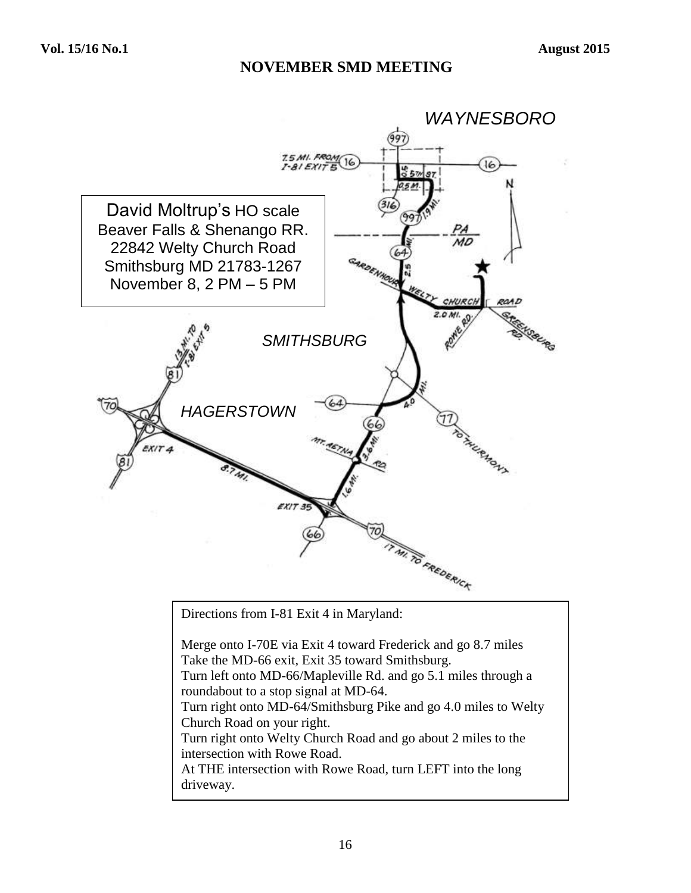## NOVEMBER SMD MEETING

WAYNESBORO

David Moltrup's HO scale
Beaver Falls & Shenango RR.
22842 Welty Church Road
Smithsburg MD 21783-1267
November 8, 2 PM – 5 PM

SMITHSBURG

HAGERSTOWN

Directions from I-81 Exit 4 in Maryland:

Merge onto I-70E via Exit 4 toward Frederick and go 8.7 miles
Take the MD-66 exit, Exit 35 toward Smithsburg.
Turn left onto MD-66/Mapleville Rd. and go 5.1 miles through a roundabout to a stop signal at MD-64.
Turn right onto MD-64/Smithsburg Pike and go 4.0 miles to Welty Church Road on your right.
Turn right onto Welty Church Road and go about 2 miles to the intersection with Rowe Road.
At THE intersection with Rowe Road, turn LEFT into the long driveway.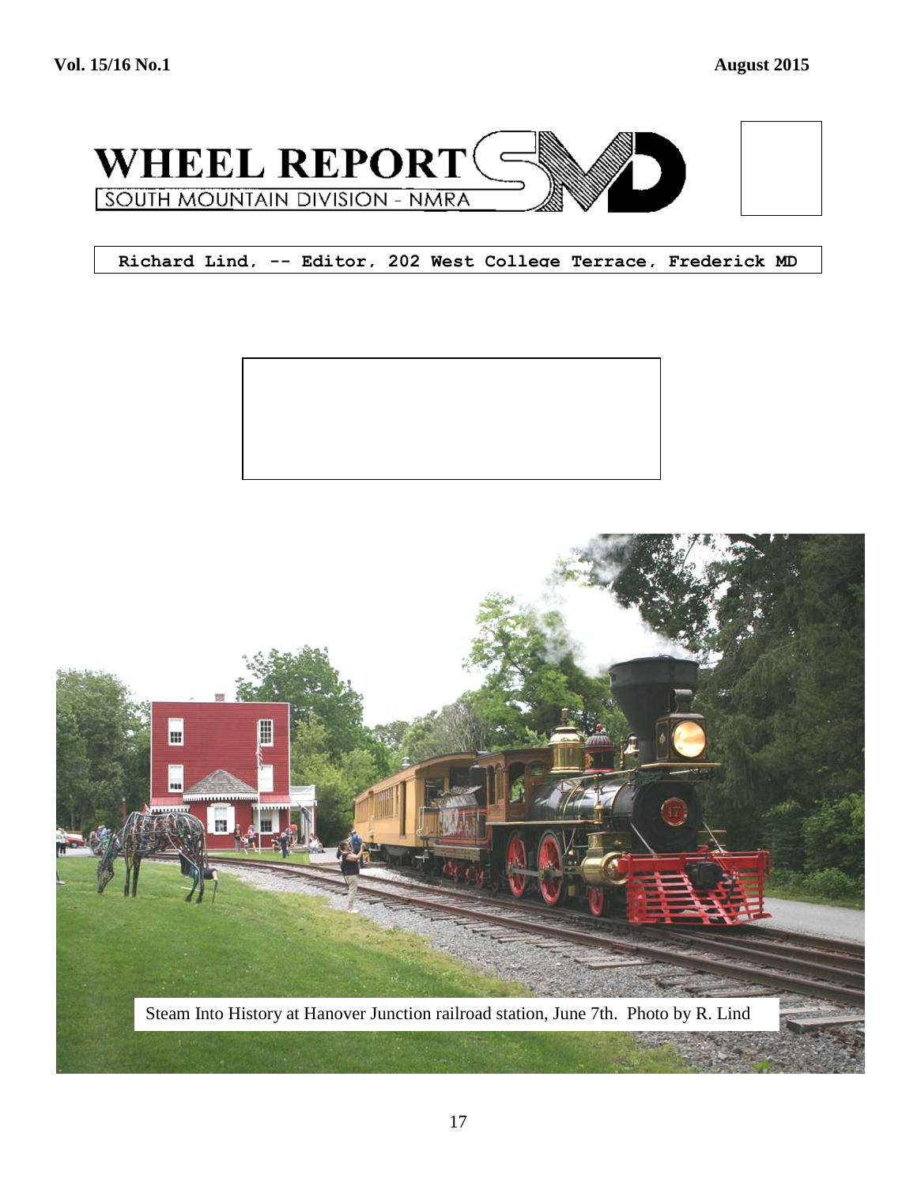Vol. 15/16 No.1

August 2015

# WHEEL REPORT

SOUTH MOUNTAIN DIVISION - NMRA

**Richard Lind, -- Editor, 202 West College Terrace, Frederick MD**

Steam Into History at Hanover Junction railroad station, June 7th. Photo by R. Lind